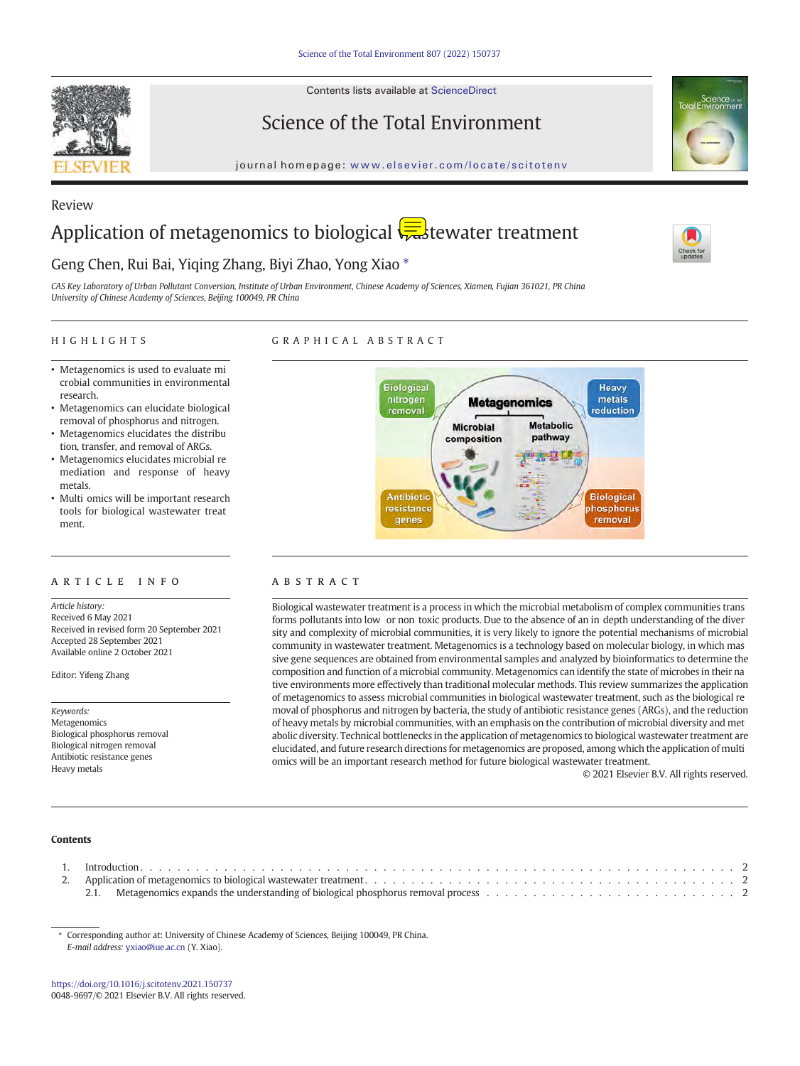Review

# Application of metagenomics to biological wastewater treatment

Geng Chen, Rui Bai, Yiqing Zhang, Biyi Zhao, Yong Xiao *

*CAS Key Laboratory of Urban Pollutant Conversion, Institute of Urban Environment, Chinese Academy of Sciences, Xiamen, Fujian 361021, PR China*
*University of Chinese Academy of Sciences, Beijing 100049, PR China*

## HIGHLIGHTS

- Metagenomics is used to evaluate microbial communities in environmental research.
- Metagenomics can elucidate biological removal of phosphorus and nitrogen.
- Metagenomics elucidates the distribution, transfer, and removal of ARGs.
- Metagenomics elucidates microbial remediation and response of heavy metals.
- Multi omics will be important research tools for biological wastewater treatment.

## GRAPHICAL ABSTRACT

## ARTICLE INFO

*Article history:*
Received 6 May 2021
Received in revised form 20 September 2021
Accepted 28 September 2021
Available online 2 October 2021

Editor: Yifeng Zhang

*Keywords:*
Metagenomics
Biological phosphorus removal
Biological nitrogen removal
Antibiotic resistance genes
Heavy metals

## ABSTRACT

Biological wastewater treatment is a process in which the microbial metabolism of complex communities transforms pollutants into low or non toxic products. Due to the absence of an in depth understanding of the diversity and complexity of microbial communities, it is very likely to ignore the potential mechanisms of microbial community in wastewater treatment. Metagenomics is a technology based on molecular biology, in which massive gene sequences are obtained from environmental samples and analyzed by bioinformatics to determine the composition and function of a microbial community. Metagenomics can identify the state of microbes in their native environments more effectively than traditional molecular methods. This review summarizes the application of metagenomics to assess microbial communities in biological wastewater treatment, such as the biological removal of phosphorus and nitrogen by bacteria, the study of antibiotic resistance genes (ARGs), and the reduction of heavy metals by microbial communities, with an emphasis on the contribution of microbial diversity and metabolic diversity. Technical bottlenecks in the application of metagenomics to biological wastewater treatment are elucidated, and future research directions for metagenomics are proposed, among which the application of multi omics will be an important research method for future biological wastewater treatment.

© 2021 Elsevier B.V. All rights reserved.

## Contents

1. Introduction . . . . . 2
2. Application of metagenomics to biological wastewater treatment . . . . . 2
   2.1. Metagenomics expands the understanding of biological phosphorus removal process . . . . . 2

* Corresponding author at: University of Chinese Academy of Sciences, Beijing 100049, PR China.
*E-mail address:* yxiao@iue.ac.cn (Y. Xiao).

https://doi.org/10.1016/j.scitotenv.2021.150737
0048-9697/© 2021 Elsevier B.V. All rights reserved.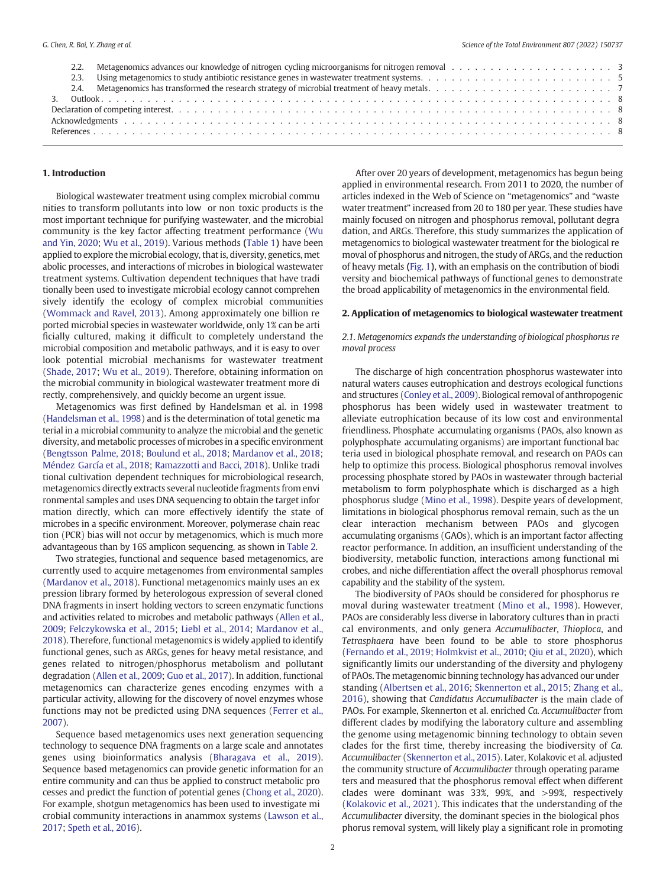2.2. Metagenomics advances our knowledge of nitrogen cycling microorganisms for nitrogen removal . . . 3
2.3. Using metagenomics to study antibiotic resistance genes in wastewater treatment systems. . . . 5
2.4. Metagenomics has transformed the research strategy of microbial treatment of heavy metals. . . . 7
3. Outlook . . . 8
Declaration of competing interest. . . . 8
Acknowledgments . . . 8
References . . . 8

## 1. Introduction

Biological wastewater treatment using complex microbial communities to transform pollutants into low or non toxic products is the most important technique for purifying wastewater, and the microbial community is the key factor affecting treatment performance (Wu and Yin, 2020; Wu et al., 2019). Various methods (Table 1) have been applied to explore the microbial ecology, that is, diversity, genetics, metabolic processes, and interactions of microbes in biological wastewater treatment systems. Cultivation dependent techniques that have traditionally been used to investigate microbial ecology cannot comprehensively identify the ecology of complex microbial communities (Wommack and Ravel, 2013). Among approximately one billion reported microbial species in wastewater worldwide, only 1% can be artificially cultured, making it difficult to completely understand the microbial composition and metabolic pathways, and it is easy to overlook potential microbial mechanisms for wastewater treatment (Shade, 2017; Wu et al., 2019). Therefore, obtaining information on the microbial community in biological wastewater treatment more directly, comprehensively, and quickly become an urgent issue.

Metagenomics was first defined by Handelsman et al. in 1998 (Handelsman et al., 1998) and is the determination of total genetic material in a microbial community to analyze the microbial and the genetic diversity, and metabolic processes of microbes in a specific environment (Bengtsson Palme, 2018; Boulund et al., 2018; Mardanov et al., 2018; Méndez García et al., 2018; Ramazzotti and Bacci, 2018). Unlike traditional cultivation dependent techniques for microbiological research, metagenomics directly extracts several nucleotide fragments from environmental samples and uses DNA sequencing to obtain the target information directly, which can more effectively identify the state of microbes in a specific environment. Moreover, polymerase chain reaction (PCR) bias will not occur by metagenomics, which is much more advantageous than by 16S amplicon sequencing, as shown in Table 2.

Two strategies, functional and sequence based metagenomics, are currently used to acquire metagenomes from environmental samples (Mardanov et al., 2018). Functional metagenomics mainly uses an expression library formed by heterologous expression of several cloned DNA fragments in insert holding vectors to screen enzymatic functions and activities related to microbes and metabolic pathways (Allen et al., 2009; Felczykowska et al., 2015; Liebl et al., 2014; Mardanov et al., 2018). Therefore, functional metagenomics is widely applied to identify functional genes, such as ARGs, genes for heavy metal resistance, and genes related to nitrogen/phosphorus metabolism and pollutant degradation (Allen et al., 2009; Guo et al., 2017). In addition, functional metagenomics can characterize genes encoding enzymes with a particular activity, allowing for the discovery of novel enzymes whose functions may not be predicted using DNA sequences (Ferrer et al., 2007).

Sequence based metagenomics uses next generation sequencing technology to sequence DNA fragments on a large scale and annotates genes using bioinformatics analysis (Bharagava et al., 2019). Sequence based metagenomics can provide genetic information for an entire community and can thus be applied to construct metabolic processes and predict the function of potential genes (Chong et al., 2020). For example, shotgun metagenomics has been used to investigate microbial community interactions in anammox systems (Lawson et al., 2017; Speth et al., 2016).

After over 20 years of development, metagenomics has begun being applied in environmental research. From 2011 to 2020, the number of articles indexed in the Web of Science on "metagenomics" and "waste water treatment" increased from 20 to 180 per year. These studies have mainly focused on nitrogen and phosphorus removal, pollutant degradation, and ARGs. Therefore, this study summarizes the application of metagenomics to biological wastewater treatment for the biological removal of phosphorus and nitrogen, the study of ARGs, and the reduction of heavy metals (Fig. 1), with an emphasis on the contribution of biodiversity and biochemical pathways of functional genes to demonstrate the broad applicability of metagenomics in the environmental field.

## 2. Application of metagenomics to biological wastewater treatment

### 2.1. Metagenomics expands the understanding of biological phosphorus removal process

The discharge of high concentration phosphorus wastewater into natural waters causes eutrophication and destroys ecological functions and structures (Conley et al., 2009). Biological removal of anthropogenic phosphorus has been widely used in wastewater treatment to alleviate eutrophication because of its low cost and environmental friendliness. Phosphate accumulating organisms (PAOs, also known as polyphosphate accumulating organisms) are important functional bacteria used in biological phosphate removal, and research on PAOs can help to optimize this process. Biological phosphorus removal involves processing phosphate stored by PAOs in wastewater through bacterial metabolism to form polyphosphate which is discharged as a high phosphorus sludge (Mino et al., 1998). Despite years of development, limitations in biological phosphorus removal remain, such as the unclear interaction mechanism between PAOs and glycogen accumulating organisms (GAOs), which is an important factor affecting reactor performance. In addition, an insufficient understanding of the biodiversity, metabolic function, interactions among functional microbes, and niche differentiation affect the overall phosphorus removal capability and the stability of the system.

The biodiversity of PAOs should be considered for phosphorus removal during wastewater treatment (Mino et al., 1998). However, PAOs are considerably less diverse in laboratory cultures than in practical environments, and only genera *Accumulibacter*, *Thioploca*, and *Tetrasphaera* have been found to be able to store phosphorus (Fernando et al., 2019; Holmkvist et al., 2010; Qiu et al., 2020), which significantly limits our understanding of the diversity and phylogeny of PAOs. The metagenomic binning technology has advanced our understanding (Albertsen et al., 2016; Skennerton et al., 2015; Zhang et al., 2016), showing that *Candidatus Accumulibacter* is the main clade of PAOs. For example, Skennerton et al. enriched *Ca. Accumulibacter* from different clades by modifying the laboratory culture and assembling the genome using metagenomic binning technology to obtain seven clades for the first time, thereby increasing the biodiversity of *Ca. Accumulibacter* (Skennerton et al., 2015). Later, Kolakovic et al. adjusted the community structure of *Accumulibacter* through operating parameters and measured that the phosphorus removal effect when different clades were dominant was 33%, 99%, and >99%, respectively (Kolakovic et al., 2021). This indicates that the understanding of the *Accumulibacter* diversity, the dominant species in the biological phosphorus removal system, will likely play a significant role in promoting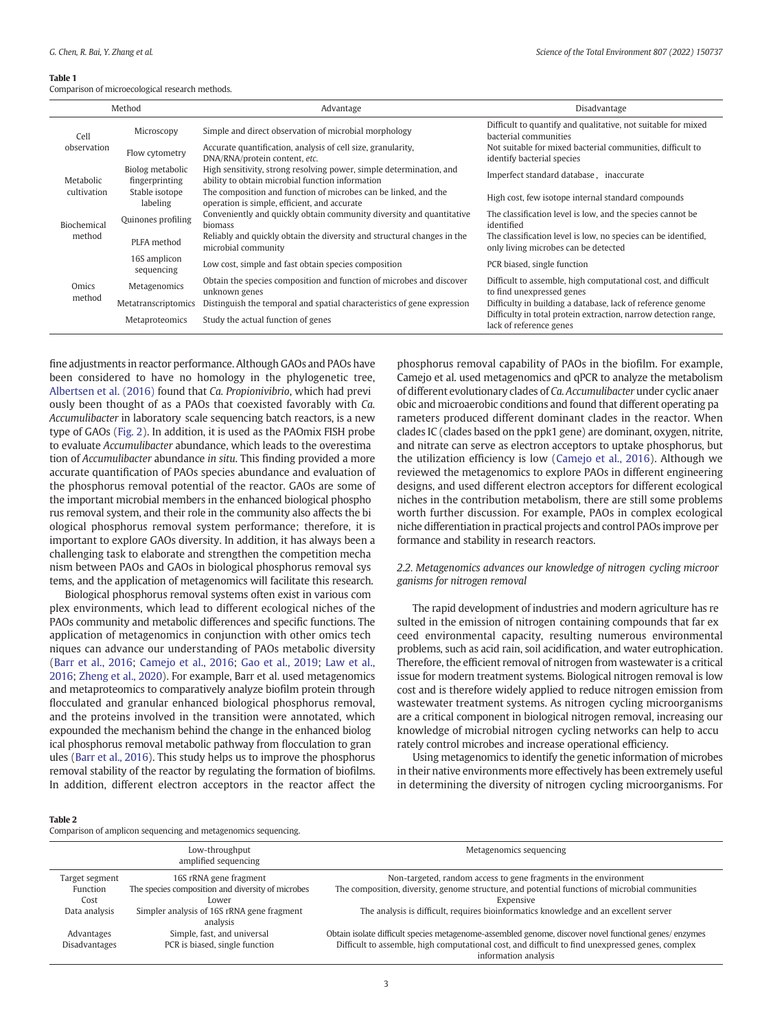**Table 1**
Comparison of microecological research methods.

| Method | | Advantage | Disadvantage |
|---|---|---|---|
| Cell observation | Microscopy | Simple and direct observation of microbial morphology | Difficult to quantify and qualitative, not suitable for mixed bacterial communities |
| | Flow cytometry | Accurate quantification, analysis of cell size, granularity, DNA/RNA/protein content, *etc.* | Not suitable for mixed bacterial communities, difficult to identify bacterial species |
| Metabolic cultivation | Biolog metabolic fingerprinting | High sensitivity, strong resolving power, simple determination, and ability to obtain microbial function information | Imperfect standard database, inaccurate |
| | Stable isotope labeling | The composition and function of microbes can be linked, and the operation is simple, efficient, and accurate | High cost, few isotope internal standard compounds |
| Biochemical method | Quinones profiling | Conveniently and quickly obtain community diversity and quantitative biomass | The classification level is low, and the species cannot be identified |
| | PLFA method | Reliably and quickly obtain the diversity and structural changes in the microbial community | The classification level is low, no species can be identified, only living microbes can be detected |
| Omics method | 16S amplicon sequencing | Low cost, simple and fast obtain species composition | PCR biased, single function |
| | Metagenomics | Obtain the species composition and function of microbes and discover unknown genes | Difficult to assemble, high computational cost, and difficult to find unexpressed genes |
| | Metatranscriptomics | Distinguish the temporal and spatial characteristics of gene expression | Difficulty in building a database, lack of reference genome |
| | Metaproteomics | Study the actual function of genes | Difficulty in total protein extraction, narrow detection range, lack of reference genes |

fine adjustments in reactor performance. Although GAOs and PAOs have been considered to have no homology in the phylogenetic tree, Albertsen et al. (2016) found that *Ca. Propionivibrio*, which had previously been thought of as a PAOs that coexisted favorably with *Ca. Accumulibacter* in laboratory scale sequencing batch reactors, is a new type of GAOs (Fig. 2). In addition, it is used as the PAOmix FISH probe to evaluate *Accumulibacter* abundance, which leads to the overestimation of *Accumulibacter* abundance *in situ*. This finding provided a more accurate quantification of PAOs species abundance and evaluation of the phosphorus removal potential of the reactor. GAOs are some of the important microbial members in the enhanced biological phosphorus removal system, and their role in the community also affects the biological phosphorus removal system performance; therefore, it is important to explore GAOs diversity. In addition, it has always been a challenging task to elaborate and strengthen the competition mechanism between PAOs and GAOs in biological phosphorus removal systems, and the application of metagenomics will facilitate this research.

Biological phosphorus removal systems often exist in various complex environments, which lead to different ecological niches of the PAOs community and metabolic differences and specific functions. The application of metagenomics in conjunction with other omics techniques can advance our understanding of PAOs metabolic diversity (Barr et al., 2016; Camejo et al., 2016; Gao et al., 2019; Law et al., 2016; Zheng et al., 2020). For example, Barr et al. used metagenomics and metaproteomics to comparatively analyze biofilm protein through flocculated and granular enhanced biological phosphorus removal, and the proteins involved in the transition were annotated, which expounded the mechanism behind the change in the enhanced biological phosphorus removal metabolic pathway from flocculation to granules (Barr et al., 2016). This study helps us to improve the phosphorus removal stability of the reactor by regulating the formation of biofilms. In addition, different electron acceptors in the reactor affect the phosphorus removal capability of PAOs in the biofilm. For example, Camejo et al. used metagenomics and qPCR to analyze the metabolism of different evolutionary clades of *Ca. Accumulibacter* under cyclic anaerobic and microaerobic conditions and found that different operating parameters produced different dominant clades in the reactor. When clades IC (clades based on the ppk1 gene) are dominant, oxygen, nitrite, and nitrate can serve as electron acceptors to uptake phosphorus, but the utilization efficiency is low (Camejo et al., 2016). Although we reviewed the metagenomics to explore PAOs in different engineering designs, and used different electron acceptors for different ecological niches in the contribution metabolism, there are still some problems worth further discussion. For example, PAOs in complex ecological niche differentiation in practical projects and control PAOs improve performance and stability in research reactors.

### 2.2. Metagenomics advances our knowledge of nitrogen cycling microorganisms for nitrogen removal

The rapid development of industries and modern agriculture has resulted in the emission of nitrogen containing compounds that far exceed environmental capacity, resulting numerous environmental problems, such as acid rain, soil acidification, and water eutrophication. Therefore, the efficient removal of nitrogen from wastewater is a critical issue for modern treatment systems. Biological nitrogen removal is low cost and is therefore widely applied to reduce nitrogen emission from wastewater treatment systems. As nitrogen cycling microorganisms are a critical component in biological nitrogen removal, increasing our knowledge of microbial nitrogen cycling networks can help to accurately control microbes and increase operational efficiency.

Using metagenomics to identify the genetic information of microbes in their native environments more effectively has been extremely useful in determining the diversity of nitrogen cycling microorganisms. For

**Table 2**
Comparison of amplicon sequencing and metagenomics sequencing.

| | Low-throughput amplified sequencing | Metagenomics sequencing |
|---|---|---|
| Target segment | 16S rRNA gene fragment | Non-targeted, random access to gene fragments in the environment |
| Function | The species composition and diversity of microbes | The composition, diversity, genome structure, and potential functions of microbial communities |
| Cost | Lower | Expensive |
| Data analysis | Simpler analysis of 16S rRNA gene fragment analysis | The analysis is difficult, requires bioinformatics knowledge and an excellent server |
| Advantages | Simple, fast, and universal | Obtain isolate difficult species metagenome-assembled genome, discover novel functional genes/ enzymes |
| Disadvantages | PCR is biased, single function | Difficult to assemble, high computational cost, and difficult to find unexpressed genes, complex information analysis |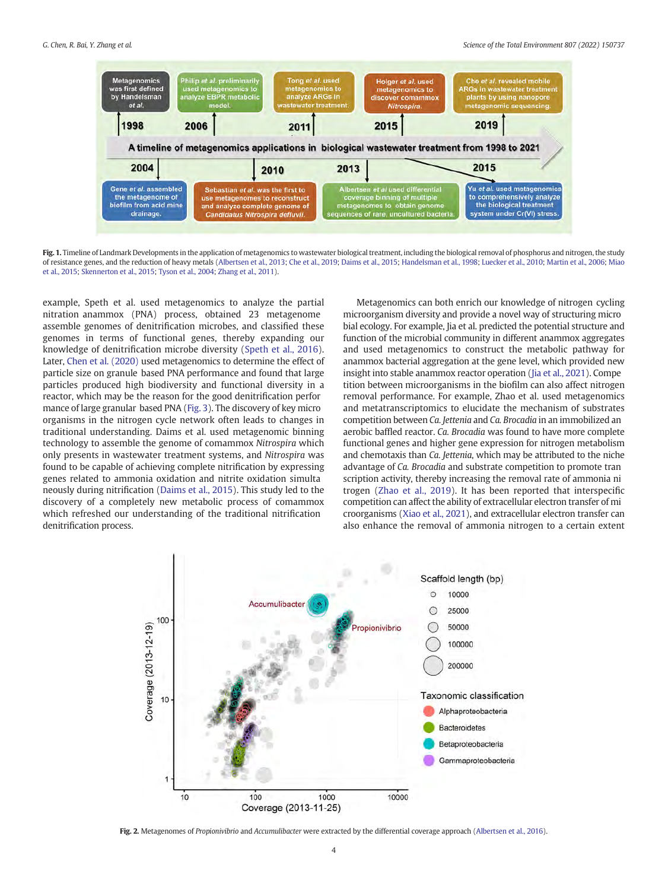**Fig. 1.** Timeline of Landmark Developments in the application of metagenomics to wastewater biological treatment, including the biological removal of phosphorus and nitrogen, the study of resistance genes, and the reduction of heavy metals (Albertsen et al., 2013; Che et al., 2019; Daims et al., 2015; Handelsman et al., 1998; Luecker et al., 2010; Martin et al., 2006; Miao et al., 2015; Skennerton et al., 2015; Tyson et al., 2004; Zhang et al., 2011).

example, Speth et al. used metagenomics to analyze the partial nitration anammox (PNA) process, obtained 23 metagenome assemble genomes of denitrification microbes, and classified these genomes in terms of functional genes, thereby expanding our knowledge of denitrification microbe diversity (Speth et al., 2016). Later, Chen et al. (2020) used metagenomics to determine the effect of particle size on granule based PNA performance and found that large particles produced high biodiversity and functional diversity in a reactor, which may be the reason for the good denitrification performance of large granular based PNA (Fig. 3). The discovery of key microorganisms in the nitrogen cycle network often leads to changes in traditional understanding. Daims et al. used metagenomic binning technology to assemble the genome of comammox *Nitrospira* which only presents in wastewater treatment systems, and *Nitrospira* was found to be capable of achieving complete nitrification by expressing genes related to ammonia oxidation and nitrite oxidation simultaneously during nitrification (Daims et al., 2015). This study led to the discovery of a completely new metabolic process of comammox which refreshed our understanding of the traditional nitrification denitrification process.

Metagenomics can both enrich our knowledge of nitrogen cycling microorganism diversity and provide a novel way of structuring microbial ecology. For example, Jia et al. predicted the potential structure and function of the microbial community in different anammox aggregates and used metagenomics to construct the metabolic pathway for anammox bacterial aggregation at the gene level, which provided new insight into stable anammox reactor operation (Jia et al., 2021). Competition between microorganisms in the biofilm can also affect nitrogen removal performance. For example, Zhao et al. used metagenomics and metatranscriptomics to elucidate the mechanism of substrates competition between *Ca. Jettenia* and *Ca. Brocadia* in an immobilized an aerobic baffled reactor. *Ca. Brocadia* was found to have more complete functional genes and higher gene expression for nitrogen metabolism and chemotaxis than *Ca. Jettenia*, which may be attributed to the niche advantage of *Ca. Brocadia* and substrate competition to promote transcription activity, thereby increasing the removal rate of ammonia nitrogen (Zhao et al., 2019). It has been reported that interspecific competition can affect the ability of extracellular electron transfer of microorganisms (Xiao et al., 2021), and extracellular electron transfer can also enhance the removal of ammonia nitrogen to a certain extent

**Fig. 2.** Metagenomes of *Propionivibrio* and *Accumulibacter* were extracted by the differential coverage approach (Albertsen et al., 2016).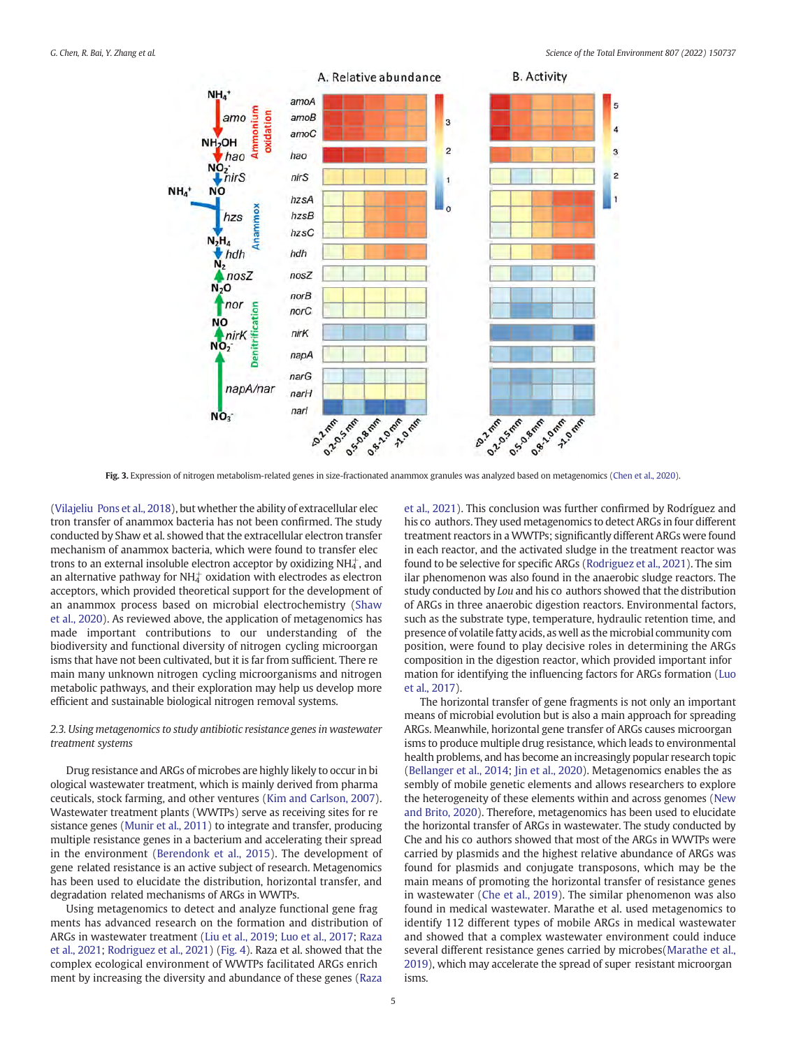Fig. 3. Expression of nitrogen metabolism-related genes in size-fractionated anammox granules was analyzed based on metagenomics (Chen et al., 2020).

(Vilajeliu Pons et al., 2018), but whether the ability of extracellular electron transfer of anammox bacteria has not been confirmed. The study conducted by Shaw et al. showed that the extracellular electron transfer mechanism of anammox bacteria, which were found to transfer electrons to an external insoluble electron acceptor by oxidizing $NH_4^+$, and an alternative pathway for $NH_4^+$ oxidation with electrodes as electron acceptors, which provided theoretical support for the development of an anammox process based on microbial electrochemistry (Shaw et al., 2020). As reviewed above, the application of metagenomics has made important contributions to our understanding of the biodiversity and functional diversity of nitrogen cycling microorganisms that have not been cultivated, but it is far from sufficient. There remain many unknown nitrogen cycling microorganisms and nitrogen metabolic pathways, and their exploration may help us develop more efficient and sustainable biological nitrogen removal systems.

### 2.3. Using metagenomics to study antibiotic resistance genes in wastewater treatment systems

Drug resistance and ARGs of microbes are highly likely to occur in biological wastewater treatment, which is mainly derived from pharmaceuticals, stock farming, and other ventures (Kim and Carlson, 2007). Wastewater treatment plants (WWTPs) serve as receiving sites for resistance genes (Munir et al., 2011) to integrate and transfer, producing multiple resistance genes in a bacterium and accelerating their spread in the environment (Berendonk et al., 2015). The development of gene related resistance is an active subject of research. Metagenomics has been used to elucidate the distribution, horizontal transfer, and degradation related mechanisms of ARGs in WWTPs.

Using metagenomics to detect and analyze functional gene fragments has advanced research on the formation and distribution of ARGs in wastewater treatment (Liu et al., 2019; Luo et al., 2017; Raza et al., 2021; Rodriguez et al., 2021) (Fig. 4). Raza et al. showed that the complex ecological environment of WWTPs facilitated ARGs enrichment by increasing the diversity and abundance of these genes (Raza et al., 2021). This conclusion was further confirmed by Rodríguez and his co authors. They used metagenomics to detect ARGs in four different treatment reactors in a WWTPs; significantly different ARGs were found in each reactor, and the activated sludge in the treatment reactor was found to be selective for specific ARGs (Rodriguez et al., 2021). The similar phenomenon was also found in the anaerobic sludge reactors. The study conducted by *Lou* and his co authors showed that the distribution of ARGs in three anaerobic digestion reactors. Environmental factors, such as the substrate type, temperature, hydraulic retention time, and presence of volatile fatty acids, as well as the microbial community composition, were found to play decisive roles in determining the ARGs composition in the digestion reactor, which provided important information for identifying the influencing factors for ARGs formation (Luo et al., 2017).

The horizontal transfer of gene fragments is not only an important means of microbial evolution but is also a main approach for spreading ARGs. Meanwhile, horizontal gene transfer of ARGs causes microorganisms to produce multiple drug resistance, which leads to environmental health problems, and has become an increasingly popular research topic (Bellanger et al., 2014; Jin et al., 2020). Metagenomics enables the assembly of mobile genetic elements and allows researchers to explore the heterogeneity of these elements within and across genomes (New and Brito, 2020). Therefore, metagenomics has been used to elucidate the horizontal transfer of ARGs in wastewater. The study conducted by Che and his co authors showed that most of the ARGs in WWTPs were carried by plasmids and the highest relative abundance of ARGs was found for plasmids and conjugate transposons, which may be the main means of promoting the horizontal transfer of resistance genes in wastewater (Che et al., 2019). The similar phenomenon was also found in medical wastewater. Marathe et al. used metagenomics to identify 112 different types of mobile ARGs in medical wastewater and showed that a complex wastewater environment could induce several different resistance genes carried by microbes(Marathe et al., 2019), which may accelerate the spread of super resistant microorganisms.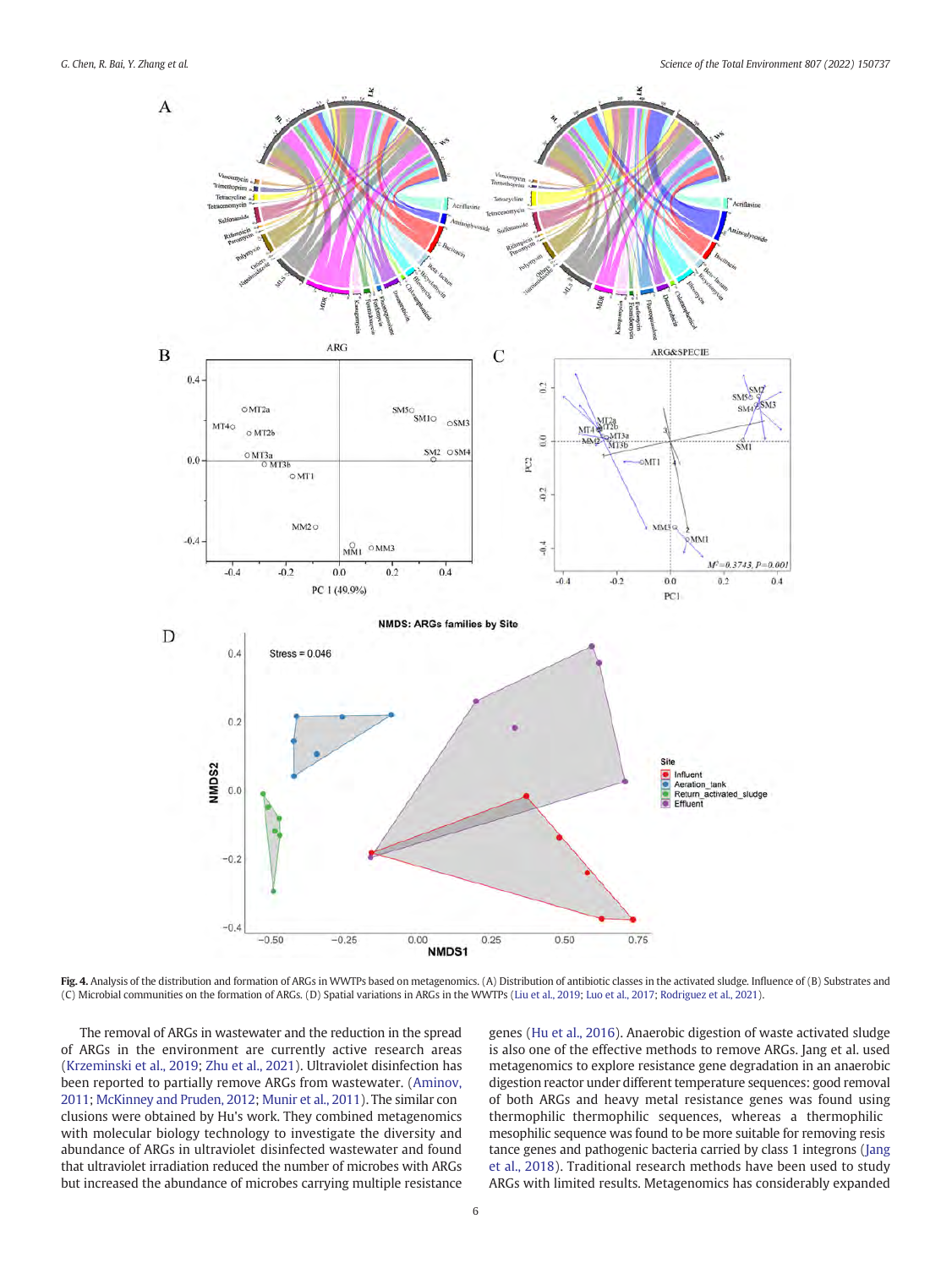**Fig. 4.** Analysis of the distribution and formation of ARGs in WWTPs based on metagenomics. (A) Distribution of antibiotic classes in the activated sludge. Influence of (B) Substrates and (C) Microbial communities on the formation of ARGs. (D) Spatial variations in ARGs in the WWTPs (Liu et al., 2019; Luo et al., 2017; Rodriguez et al., 2021).

The removal of ARGs in wastewater and the reduction in the spread of ARGs in the environment are currently active research areas (Krzeminski et al., 2019; Zhu et al., 2021). Ultraviolet disinfection has been reported to partially remove ARGs from wastewater. (Aminov, 2011; McKinney and Pruden, 2012; Munir et al., 2011). The similar conclusions were obtained by Hu's work. They combined metagenomics with molecular biology technology to investigate the diversity and abundance of ARGs in ultraviolet disinfected wastewater and found that ultraviolet irradiation reduced the number of microbes with ARGs but increased the abundance of microbes carrying multiple resistance genes (Hu et al., 2016). Anaerobic digestion of waste activated sludge is also one of the effective methods to remove ARGs. Jang et al. used metagenomics to explore resistance gene degradation in an anaerobic digestion reactor under different temperature sequences: good removal of both ARGs and heavy metal resistance genes was found using thermophilic thermophilic sequences, whereas a thermophilic mesophilic sequence was found to be more suitable for removing resistance genes and pathogenic bacteria carried by class 1 integrons (Jang et al., 2018). Traditional research methods have been used to study ARGs with limited results. Metagenomics has considerably expanded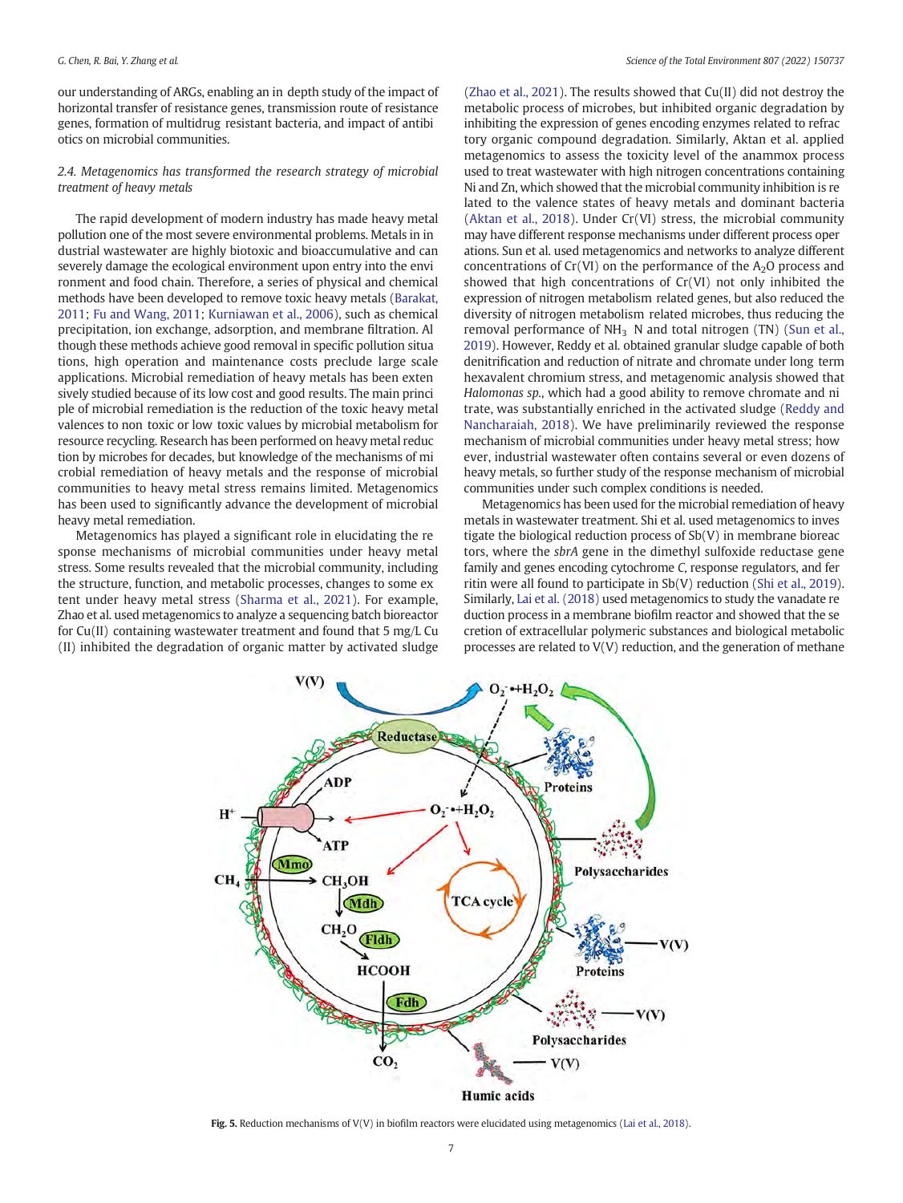our understanding of ARGs, enabling an in depth study of the impact of horizontal transfer of resistance genes, transmission route of resistance genes, formation of multidrug resistant bacteria, and impact of antibiotics on microbial communities.

### 2.4. Metagenomics has transformed the research strategy of microbial treatment of heavy metals

The rapid development of modern industry has made heavy metal pollution one of the most severe environmental problems. Metals in industrial wastewater are highly biotoxic and bioaccumulative and can severely damage the ecological environment upon entry into the environment and food chain. Therefore, a series of physical and chemical methods have been developed to remove toxic heavy metals (Barakat, 2011; Fu and Wang, 2011; Kurniawan et al., 2006), such as chemical precipitation, ion exchange, adsorption, and membrane filtration. Although these methods achieve good removal in specific pollution situations, high operation and maintenance costs preclude large scale applications. Microbial remediation of heavy metals has been extensively studied because of its low cost and good results. The main principle of microbial remediation is the reduction of the toxic heavy metal valences to non toxic or low toxic values by microbial metabolism for resource recycling. Research has been performed on heavy metal reduction by microbes for decades, but knowledge of the mechanisms of microbial remediation of heavy metals and the response of microbial communities to heavy metal stress remains limited. Metagenomics has been used to significantly advance the development of microbial heavy metal remediation.

Metagenomics has played a significant role in elucidating the response mechanisms of microbial communities under heavy metal stress. Some results revealed that the microbial community, including the structure, function, and metabolic processes, changes to some extent under heavy metal stress (Sharma et al., 2021). For example, Zhao et al. used metagenomics to analyze a sequencing batch bioreactor for Cu(II) containing wastewater treatment and found that 5 mg/L Cu (II) inhibited the degradation of organic matter by activated sludge (Zhao et al., 2021). The results showed that Cu(II) did not destroy the metabolic process of microbes, but inhibited organic degradation by inhibiting the expression of genes encoding enzymes related to refractory organic compound degradation. Similarly, Aktan et al. applied metagenomics to assess the toxicity level of the anammox process used to treat wastewater with high nitrogen concentrations containing Ni and Zn, which showed that the microbial community inhibition is related to the valence states of heavy metals and dominant bacteria (Aktan et al., 2018). Under Cr(VI) stress, the microbial community may have different response mechanisms under different process operations. Sun et al. used metagenomics and networks to analyze different concentrations of Cr(VI) on the performance of the $A_2O$ process and showed that high concentrations of Cr(VI) not only inhibited the expression of nitrogen metabolism related genes, but also reduced the diversity of nitrogen metabolism related microbes, thus reducing the removal performance of $NH_3$ N and total nitrogen (TN) (Sun et al., 2019). However, Reddy et al. obtained granular sludge capable of both denitrification and reduction of nitrate and chromate under long term hexavalent chromium stress, and metagenomic analysis showed that *Halomonas sp.*, which had a good ability to remove chromate and nitrate, was substantially enriched in the activated sludge (Reddy and Nancharaiah, 2018). We have preliminarily reviewed the response mechanism of microbial communities under heavy metal stress; however, industrial wastewater often contains several or even dozens of heavy metals, so further study of the response mechanism of microbial communities under such complex conditions is needed.

Metagenomics has been used for the microbial remediation of heavy metals in wastewater treatment. Shi et al. used metagenomics to investigate the biological reduction process of Sb(V) in membrane bioreactors, where the *sbrA* gene in the dimethyl sulfoxide reductase gene family and genes encoding cytochrome *C*, response regulators, and ferritin were all found to participate in Sb(V) reduction (Shi et al., 2019). Similarly, Lai et al. (2018) used metagenomics to study the vanadate reduction process in a membrane biofilm reactor and showed that the secretion of extracellular polymeric substances and biological metabolic processes are related to V(V) reduction, and the generation of methane

**Fig. 5.** Reduction mechanisms of V(V) in biofilm reactors were elucidated using metagenomics (Lai et al., 2018).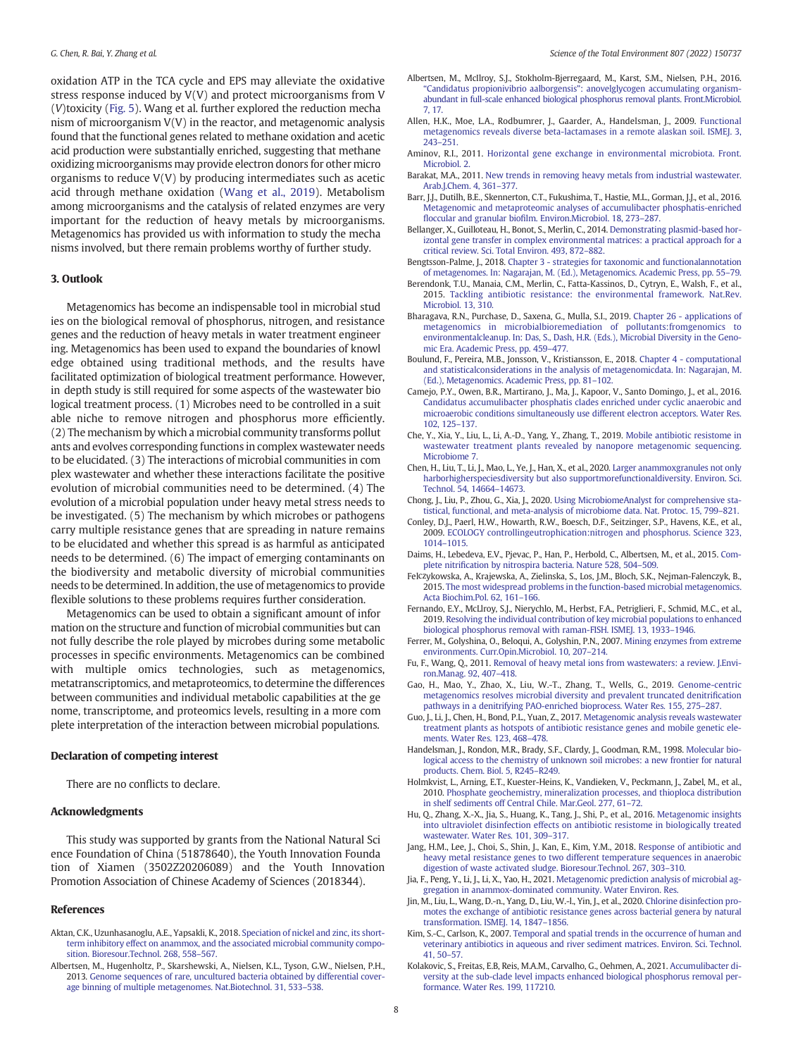oxidation ATP in the TCA cycle and EPS may alleviate the oxidative stress response induced by V(V) and protect microorganisms from V (V)toxicity (Fig. 5). Wang et al. further explored the reduction mechanism of microorganism V(V) in the reactor, and metagenomic analysis found that the functional genes related to methane oxidation and acetic acid production were substantially enriched, suggesting that methane oxidizing microorganisms may provide electron donors for other microorganisms to reduce V(V) by producing intermediates such as acetic acid through methane oxidation (Wang et al., 2019). Metabolism among microorganisms and the catalysis of related enzymes are very important for the reduction of heavy metals by microorganisms. Metagenomics has provided us with information to study the mechanisms involved, but there remain problems worthy of further study.

## 3. Outlook

Metagenomics has become an indispensable tool in microbial studies on the biological removal of phosphorus, nitrogen, and resistance genes and the reduction of heavy metals in water treatment engineering. Metagenomics has been used to expand the boundaries of knowledge obtained using traditional methods, and the results have facilitated optimization of biological treatment performance. However, in depth study is still required for some aspects of the wastewater biological treatment process. (1) Microbes need to be controlled in a suitable niche to remove nitrogen and phosphorus more efficiently. (2) The mechanism by which a microbial community transforms pollutants and evolves corresponding functions in complex wastewater needs to be elucidated. (3) The interactions of microbial communities in complex wastewater and whether these interactions facilitate the positive evolution of microbial communities need to be determined. (4) The evolution of a microbial population under heavy metal stress needs to be investigated. (5) The mechanism by which microbes or pathogens carry multiple resistance genes that are spreading in nature remains to be elucidated and whether this spread is as harmful as anticipated needs to be determined. (6) The impact of emerging contaminants on the biodiversity and metabolic diversity of microbial communities needs to be determined. In addition, the use of metagenomics to provide flexible solutions to these problems requires further consideration.

Metagenomics can be used to obtain a significant amount of information on the structure and function of microbial communities but cannot fully describe the role played by microbes during some metabolic processes in specific environments. Metagenomics can be combined with multiple omics technologies, such as metagenomics, metatranscriptomics, and metaproteomics, to determine the differences between communities and individual metabolic capabilities at the genome, transcriptome, and proteomics levels, resulting in a more complete interpretation of the interaction between microbial populations.

## Declaration of competing interest

There are no conflicts to declare.

## Acknowledgments

This study was supported by grants from the National Natural Science Foundation of China (51878640), the Youth Innovation Foundation of Xiamen (3502Z20206089) and the Youth Innovation Promotion Association of Chinese Academy of Sciences (2018344).

## References

Aktan, C.K., Uzunhasanoglu, A.E., Yapsakli, K., 2018. Speciation of nickel and zinc, its short-term inhibitory effect on anammox, and the associated microbial community composition. Bioresour.Technol. 268, 558–567.

Albertsen, M., Hugenholtz, P., Skarshewski, A., Nielsen, K.L., Tyson, G.W., Nielsen, P.H., 2013. Genome sequences of rare, uncultured bacteria obtained by differential coverage binning of multiple metagenomes. Nat.Biotechnol. 31, 533–538.

Albertsen, M., McIlroy, S.J., Stokholm-Bjerregaard, M., Karst, S.M., Nielsen, P.H., 2016. "Candidatus propionivibrio aalborgensis": anovelglycogen accumulating organism-abundant in full-scale enhanced biological phosphorus removal plants. Front.Microbiol. 7, 17.

Allen, H.K., Moe, L.A., Rodbumrer, J., Gaarder, A., Handelsman, J., 2009. Functional metagenomics reveals diverse beta-lactamases in a remote alaskan soil. ISMEJ. 3, 243–251.

Aminov, R.I., 2011. Horizontal gene exchange in environmental microbiota. Front. Microbiol. 2.

Barakat, M.A., 2011. New trends in removing heavy metals from industrial wastewater. Arab.J.Chem. 4, 361–377.

Barr, J.J., Dutilh, B.E., Skennerton, C.T., Fukushima, T., Hastie, M.L., Gorman, J.J., et al., 2016. Metagenomic and metaproteomic analyses of accumulibacter phosphatis-enriched floccular and granular biofilm. Environ.Microbiol. 18, 273–287.

Bellanger, X., Guilloteau, H., Bonot, S., Merlin, C., 2014. Demonstrating plasmid-based horizontal gene transfer in complex environmental matrices: a practical approach for a critical review. Sci. Total Environ. 493, 872–882.

Bengtsson-Palme, J., 2018. Chapter 3 - strategies for taxonomic and functionalannotation of metagenomes. In: Nagarajan, M. (Ed.), Metagenomics. Academic Press, pp. 55–79.

Berendonk, T.U., Manaia, C.M., Merlin, C., Fatta-Kassinos, D., Cytryn, E., Walsh, F., et al., 2015. Tackling antibiotic resistance: the environmental framework. Nat.Rev. Microbiol. 13, 310.

Bharagava, R.N., Purchase, D., Saxena, G., Mulla, S.I., 2019. Chapter 26 - applications of metagenomics in microbialbioremediation of pollutants:fromgenomics to environmentalcleanup. In: Das, S., Dash, H.R. (Eds.), Microbial Diversity in the Genomic Era. Academic Press, pp. 459–477.

Boulund, F., Pereira, M.B., Jonsson, V., Kristiansson, E., 2018. Chapter 4 - computational and statisticalconsiderations in the analysis of metagenomicdata. In: Nagarajan, M. (Ed.), Metagenomics. Academic Press, pp. 81–102.

Camejo, P.Y., Owen, B.R., Martirano, J., Ma, J., Kapoor, V., Santo Domingo, J., et al., 2016. Candidatus accumulibacter phosphatis clades enriched under cyclic anaerobic and microaerobic conditions simultaneously use different electron acceptors. Water Res. 102, 125–137.

Che, Y., Xia, Y., Liu, L., Li, A.-D., Yang, Y., Zhang, T., 2019. Mobile antibiotic resistome in wastewater treatment plants revealed by nanopore metagenomic sequencing. Microbiome 7.

Chen, H., Liu, T., Li, J., Mao, L., Ye, J., Han, X., et al., 2020. Larger anammoxgranules not only harborhigherspeciesdiversity but also supportmorefunctionaldiversity. Environ. Sci. Technol. 54, 14664–14673.

Chong, J., Liu, P., Zhou, G., Xia, J., 2020. Using MicrobiomeAnalyst for comprehensive statistical, functional, and meta-analysis of microbiome data. Nat. Protoc. 15, 799–821.

Conley, D.J., Paerl, H.W., Howarth, R.W., Boesch, D.F., Seitzinger, S.P., Havens, K.E., et al., 2009. ECOLOGY controllingeutrophication:nitrogen and phosphorus. Science 323, 1014–1015.

Daims, H., Lebedeva, E.V., Pjevac, P., Han, P., Herbold, C., Albertsen, M., et al., 2015. Complete nitrification by nitrospira bacteria. Nature 528, 504–509.

Felczykowska, A., Krajewska, A., Zielinska, S., Los, J.M., Bloch, S.K., Nejman-Falenczyk, B., 2015. The most widespread problems in the function-based microbial metagenomics. Acta Biochim.Pol. 62, 161–166.

Fernando, E.Y., McIlroy, S.J., Nierychlo, M., Herbst, F.A., Petriglieri, F., Schmid, M.C., et al., 2019. Resolving the individual contribution of key microbial populations to enhanced biological phosphorus removal with raman-FISH. ISMEJ. 13, 1933–1946.

Ferrer, M., Golyshina, O., Beloqui, A., Golyshin, P.N., 2007. Mining enzymes from extreme environments. Curr.Opin.Microbiol. 10, 207–214.

Fu, F., Wang, Q., 2011. Removal of heavy metal ions from wastewaters: a review. J.Environ.Manag. 92, 407–418.

Gao, H., Mao, Y., Zhao, X., Liu, W.-T., Zhang, T., Wells, G., 2019. Genome-centric metagenomics resolves microbial diversity and prevalent truncated denitrification pathways in a denitrifying PAO-enriched bioprocess. Water Res. 155, 275–287.

Guo, J., Li, J., Chen, H., Bond, P.L., Yuan, Z., 2017. Metagenomic analysis reveals wastewater treatment plants as hotspots of antibiotic resistance genes and mobile genetic elements. Water Res. 123, 468–478.

Handelsman, J., Rondon, M.R., Brady, S.F., Clardy, J., Goodman, R.M., 1998. Molecular biological access to the chemistry of unknown soil microbes: a new frontier for natural products. Chem. Biol. 5, R245–R249.

Holmkvist, L., Arning, E.T., Kuester-Heins, K., Vandieken, V., Peckmann, J., Zabel, M., et al., 2010. Phosphate geochemistry, mineralization processes, and thioploca distribution in shelf sediments off Central Chile. Mar.Geol. 277, 61–72.

Hu, Q., Zhang, X.-X., Jia, S., Huang, K., Tang, J., Shi, P., et al., 2016. Metagenomic insights into ultraviolet disinfection effects on antibiotic resistome in biologically treated wastewater. Water Res. 101, 309–317.

Jang, H.M., Lee, J., Choi, S., Shin, J., Kan, E., Kim, Y.M., 2018. Response of antibiotic and heavy metal resistance genes to two different temperature sequences in anaerobic digestion of waste activated sludge. Bioresour.Technol. 267, 303–310.

Jia, F., Peng, Y., Li, J., Li, X., Yao, H., 2021. Metagenomic prediction analysis of microbial aggregation in anammox-dominated community. Water Environ. Res.

Jin, M., Liu, L., Wang, D.-n., Yang, D., Liu, W.-l., Yin, J., et al., 2020. Chlorine disinfection promotes the exchange of antibiotic resistance genes across bacterial genera by natural transformation. ISMEJ. 14, 1847–1856.

Kim, S.-C., Carlson, K., 2007. Temporal and spatial trends in the occurrence of human and veterinary antibiotics in aqueous and river sediment matrices. Environ. Sci. Technol. 41, 50–57.

Kolakovic, S., Freitas, E.B, Reis, M.A.M., Carvalho, G., Oehmen, A., 2021. Accumulibacter diversity at the sub-clade level impacts enhanced biological phosphorus removal performance. Water Res. 199, 117210.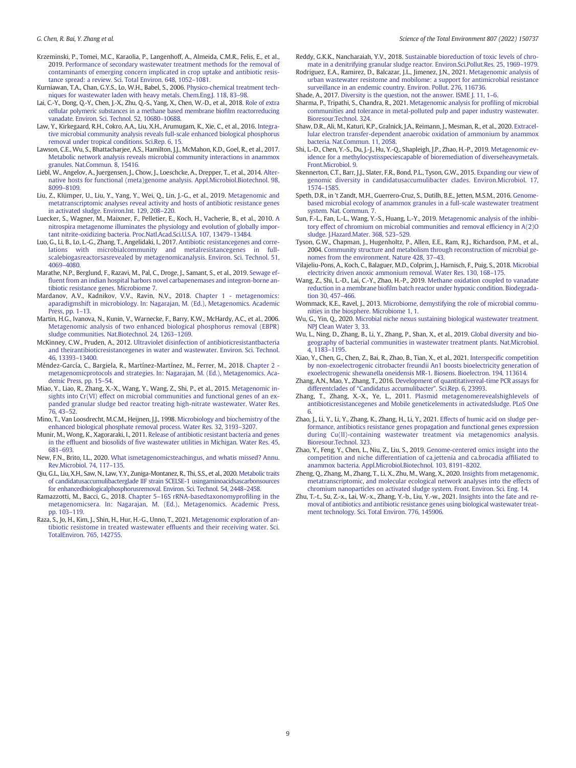Krzeminski, P., Tomei, M.C., Karaolia, P., Langenhoff, A., Almeida, C.M.R., Felis, E., et al., 2019. Performance of secondary wastewater treatment methods for the removal of contaminants of emerging concern implicated in crop uptake and antibiotic resistance spread: a review. Sci. Total Environ. 648, 1052–1081.

Kurniawan, T.A., Chan, G.Y.S., Lo, W.H., Babel, S., 2006. Physico-chemical treatment techniques for wastewater laden with heavy metals. Chem.Eng.J. 118, 83–98.

Lai, C.-Y., Dong, Q.-Y., Chen, J.-X., Zhu, Q.-S., Yang, X., Chen, W.-D., et al, 2018. Role of extra cellular polymeric substances in a methane based membrane biofilm reactorreducing vanadate. Environ. Sci. Technol. 52, 10680–10688.

Law, Y., Kirkegaard, R.H., Cokro, A.A., Liu, X.H., Arumugam, K., Xie, C., et al., 2016. Integrative microbial community analysis reveals full-scale enhanced biological phosphorus removal under tropical conditions. Sci.Rep. 6, 15.

Lawson, C.E., Wu, S., Bhattacharjee, A.S., Hamilton, J.J., McMahon, K.D., Goel, R., et al., 2017. Metabolic network analysis reveals microbial community interactions in anammox granules. Nat.Commun. 8, 15416.

Liebl, W., Angelov, A., Juergensen, J., Chow, J., Loeschcke, A., Drepper, T., et al., 2014. Alternative hosts for functional (meta)genome analysis. Appl.Microbiol.Biotechnol. 98, 8099–8109.

Liu, Z., Klümper, U., Liu, Y., Yang, Y., Wei, Q., Lin, J.-G., et al., 2019. Metagenomic and metatranscriptomic analyses reveal activity and hosts of antibiotic resistance genes in activated sludge. Environ.Int. 129, 208–220.

Luecker, S., Wagner, M., Maixner, F., Pelletier, E., Koch, H., Vacherie, B., et al., 2010. A nitrospira metagenome illuminates the physiology and evolution of globally important nitrite-oxidizing bacteria. Proc.Natl.Acad.Sci.U.S.A. 107, 13479–13484.

Luo, G., Li, B., Lo, L.-G., Zhang, T., Angelidaki, I., 2017. Antibiotic resistancegenes and correlations with microbialcommunity and metalresistancegenes in full-scalebiogasreactorsasrevealed by metagenomicanalysis. Environ. Sci. Technol. 51, 4069–4080.

Marathe, N.P., Berglund, F., Razavi, M., Pal, C., Droge, J., Samant, S., et al., 2019. Sewage effluent from an indian hospital harbors novel carbapenemases and integron-borne antibiotic resistance genes. Microbiome 7.

Mardanov, A.V., Kadnikov, V.V., Ravin, N.V., 2018. Chapter 1 - metagenomics: aparadigmshift in microbiology. In: Nagarajan, M. (Ed.), Metagenomics. Academic Press, pp. 1–13.

Martin, H.G., Ivanova, N., Kunin, V., Warnecke, F., Barry, K.W., McHardy, A.C., et al., 2006. Metagenomic analysis of two enhanced biological phosphorus removal (EBPR) sludge communities. Nat.Biotechnol. 24, 1263–1269.

McKinney, C.W., Pruden, A., 2012. Ultraviolet disinfection of antibioticresistantbacteria and theirantibioticresistancegenes in water and wastewater. Environ. Sci. Technol. 46, 13393–13400.

Méndez-García, C., Bargiela, R., Martínez-Martínez, M., Ferrer, M., 2018. Chapter 2 - metagenomicprotocols and strategies. In: Nagarajan, M. (Ed.), Metagenomics. Academic Press, pp. 15–54.

Miao, Y., Liao, R., Zhang, X.-X., Wang, Y., Wang, Z., Shi, P., et al., 2015. Metagenomic insights into Cr(VI) effect on microbial communities and functional genes of an expanded granular sludge bed reactor treating high-nitrate wastewater. Water Res. 76, 43–52.

Mino, T., Van Loosdrecht, M.C.M., Heijnen, J.J., 1998. Microbiology and biochemistry of the enhanced biological phosphate removal process. Water Res. 32, 3193–3207.

Munir, M., Wong, K., Xagoraraki, I., 2011. Release of antibiotic resistant bacteria and genes in the effluent and biosolids of five wastewater utilities in Michigan. Water Res. 45, 681–693.

New, F.N., Brito, I.L., 2020. What ismetagenomicsteachingus, and whatis missed? Annu. Rev.Microbiol. 74, 117–135.

Qiu, G.L., Liu, X.H., Saw, N., Law, Y.Y., Zuniga-Montanez, R., Thi, S.S., et al., 2020. Metabolic traits of candidatusaccumulibacterglade IIF strain SCELSE-1 usingaminoacidsascarbonsources for enhancedbiologicalphosphorusremoval. Environ. Sci. Technol. 54, 2448–2458.

Ramazzotti, M., Bacci, G., 2018. Chapter 5–16S rRNA-basedtaxonomyprofiling in the metagenomicsera. In: Nagarajan, M. (Ed.), Metagenomics. Academic Press, pp. 103–119.

Raza, S., Jo, H., Kim, J., Shin, H., Hur, H.-G., Unno, T., 2021. Metagenomic exploration of antibiotic resistome in treated wastewater effluents and their receiving water. Sci. TotalEnviron. 765, 142755.

Reddy, G.K.K., Nancharaiah, Y.V., 2018. Sustainable bioreduction of toxic levels of chromate in a denitrifying granular sludge reactor. Environ.Sci.Pollut.Res. 25, 1969–1979.

Rodriguez, E.A., Ramirez, D., Balcazar, J.L., Jimenez, J.N., 2021. Metagenomic analysis of urban wastewater resistome and mobilome: a support for antimicrobial resistance surveillance in an endemic country. Environ. Pollut. 276, 116736.

Shade, A., 2017. Diversity is the question, not the answer. ISME J. 11, 1–6.

Sharma, P., Tripathi, S., Chandra, R., 2021. Metagenomic analysis for profiling of microbial communities and tolerance in metal-polluted pulp and paper industry wastewater. Bioresour.Technol. 324.

Shaw, D.R., Ali, M., Katuri, K.P., Gralnick, J.A., Reimann, J., Mesman, R., et al., 2020. Extracellular electron transfer-dependent anaerobic oxidation of ammonium by anammox bacteria. Nat.Commun. 11, 2058.

Shi, L.-D., Chen, Y.-S., Du, J.-J., Hu, Y.-Q., Shapleigh, J.P., Zhao, H.-P., 2019. Metagenomic evidence for a methylocystisspeciescapable of bioremediation of diverseheavymetals. Front.Microbiol. 9.

Skennerton, C.T., Barr, J.J., Slater, F.R., Bond, P.L., Tyson, G.W., 2015. Expanding our view of genomic diversity in candidatusaccumulibacter clades. Environ.Microbiol. 17, 1574–1585.

Speth, D.R., in 't Zandt, M.H., Guerrero-Cruz, S., Dutilh, B.E., Jetten, M.S.M., 2016. Genome-based microbial ecology of anammox granules in a full-scale wastewater treatment system. Nat. Commun. 7.

Sun, F.-L., Fan, L.-L., Wang, Y.-S., Huang, L.-Y., 2019. Metagenomic analysis of the inhibitory effect of chromium on microbial communities and removal efficiency in A(2)O sludge. J.Hazard.Mater. 368, 523–529.

Tyson, G.W., Chapman, J., Hugenholtz, P., Allen, E.E., Ram, R.J., Richardson, P.M., et al., 2004. Community structure and metabolism through reconstruction of microbial genomes from the environment. Nature 428, 37–43.

Vilajeliu-Pons, A., Koch, C., Balaguer, M.D., Colprim, J., Harnisch, F., Puig, S., 2018. Microbial electricity driven anoxic ammonium removal. Water Res. 130, 168–175.

Wang, Z., Shi, L.-D., Lai, C.-Y., Zhao, H.-P., 2019. Methane oxidation coupled to vanadate reduction in a membrane biofilm batch reactor under hypoxic condition. Biodegradation 30, 457–466.

Wommack, K.E., Ravel, J., 2013. Microbiome, demystifying the role of microbial communities in the biosphere. Microbiome 1, 1.

Wu, G., Yin, Q., 2020. Microbial niche nexus sustaining biological wastewater treatment. NPJ Clean Water 3, 33.

Wu, L., Ning, D., Zhang, B., Li, Y., Zhang, P., Shan, X., et al., 2019. Global diversity and biogeography of bacterial communities in wastewater treatment plants. Nat.Microbiol. 4, 1183–1195.

Xiao, Y., Chen, G., Chen, Z., Bai, R., Zhao, B., Tian, X., et al., 2021. Interspecific competition by non-exoelectrogenic citrobacter freundii An1 boosts bioelectricity generation of exoelectrogenic shewanella oneidensis MR-1. Biosens. Bioelectron. 194, 113614.

Zhang, A.N., Mao, Y., Zhang, T., 2016. Development of quantitativereal-time PCR assays for differentclades of "Candidatus accumulibacter". Sci.Rep. 6, 23993.

Zhang, T., Zhang, X.-X., Ye, L., 2011. Plasmid metagenomerevealshighlevels of antibioticresistancegenes and Mobile geneticelements in activatedsludge. PLoS One 6.

Zhao, J., Li, Y., Li, Y., Zhang, K., Zhang, H., Li, Y., 2021. Effects of humic acid on sludge performance, antibiotics resistance genes propagation and functional genes expression during Cu(II)-containing wastewater treatment via metagenomics analysis. Bioresour.Technol. 323.

Zhao, Y., Feng, Y., Chen, L., Niu, Z., Liu, S., 2019. Genome-centered omics insight into the competition and niche differentiation of ca.jettenia and ca.brocadia affiliated to anammox bacteria. Appl.Microbiol.Biotechnol. 103, 8191–8202.

Zheng, Q., Zhang, M., Zhang, T., Li, X., Zhu, M., Wang, X., 2020. Insights from metagenomic, metatranscriptomic, and molecular ecological network analyses into the effects of chromium nanoparticles on activated sludge system. Front. Environ. Sci. Eng. 14.

Zhu, T.-t., Su, Z.-x., Lai, W.-x., Zhang, Y.-b., Liu, Y.-w., 2021. Insights into the fate and removal of antibiotics and antibiotic resistance genes using biological wastewater treatment technology. Sci. Total Environ. 776, 145906.